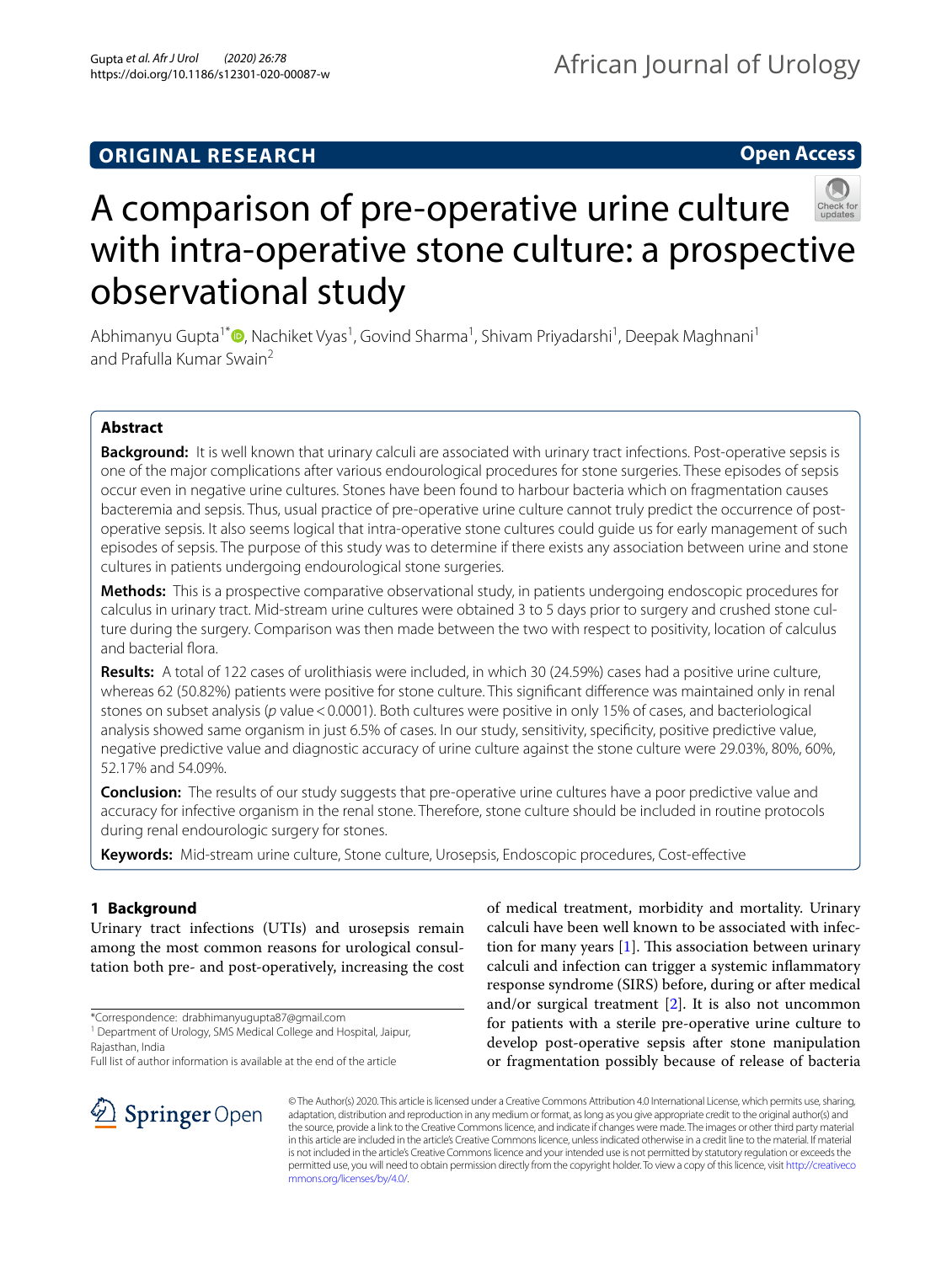ORIGINAL RESEARCH

Open Access

# A comparison of pre-operative urine culture with intra-operative stone culture: a prospective observational study

Abhimanyu Gupta[1*], Nachiket Vyas[1], Govind Sharma[1], Shivam Priyadarshi[1], Deepak Maghnani[1] and Prafulla Kumar Swain[2]

## Abstract

**Background:** It is well known that urinary calculi are associated with urinary tract infections. Post-operative sepsis is one of the major complications after various endourological procedures for stone surgeries. These episodes of sepsis occur even in negative urine cultures. Stones have been found to harbour bacteria which on fragmentation causes bacteremia and sepsis. Thus, usual practice of pre-operative urine culture cannot truly predict the occurrence of post-operative sepsis. It also seems logical that intra-operative stone cultures could guide us for early management of such episodes of sepsis. The purpose of this study was to determine if there exists any association between urine and stone cultures in patients undergoing endourological stone surgeries.

**Methods:** This is a prospective comparative observational study, in patients undergoing endoscopic procedures for calculus in urinary tract. Mid-stream urine cultures were obtained 3 to 5 days prior to surgery and crushed stone culture during the surgery. Comparison was then made between the two with respect to positivity, location of calculus and bacterial flora.

**Results:** A total of 122 cases of urolithiasis were included, in which 30 (24.59%) cases had a positive urine culture, whereas 62 (50.82%) patients were positive for stone culture. This significant difference was maintained only in renal stones on subset analysis (*p* value < 0.0001). Both cultures were positive in only 15% of cases, and bacteriological analysis showed same organism in just 6.5% of cases. In our study, sensitivity, specificity, positive predictive value, negative predictive value and diagnostic accuracy of urine culture against the stone culture were 29.03%, 80%, 60%, 52.17% and 54.09%.

**Conclusion:** The results of our study suggests that pre-operative urine cultures have a poor predictive value and accuracy for infective organism in the renal stone. Therefore, stone culture should be included in routine protocols during renal endourologic surgery for stones.

**Keywords:** Mid-stream urine culture, Stone culture, Urosepsis, Endoscopic procedures, Cost-effective

## 1 Background

Urinary tract infections (UTIs) and urosepsis remain among the most common reasons for urological consultation both pre- and post-operatively, increasing the cost of medical treatment, morbidity and mortality. Urinary calculi have been well known to be associated with infection for many years [1]. This association between urinary calculi and infection can trigger a systemic inflammatory response syndrome (SIRS) before, during or after medical and/or surgical treatment [2]. It is also not uncommon for patients with a sterile pre-operative urine culture to develop post-operative sepsis after stone manipulation or fragmentation possibly because of release of bacteria

*Correspondence: drabhimanyugupta87@gmail.com
[1] Department of Urology, SMS Medical College and Hospital, Jaipur, Rajasthan, India
Full list of author information is available at the end of the article

© The Author(s) 2020. This article is licensed under a Creative Commons Attribution 4.0 International License, which permits use, sharing, adaptation, distribution and reproduction in any medium or format, as long as you give appropriate credit to the original author(s) and the source, provide a link to the Creative Commons licence, and indicate if changes were made. The images or other third party material in this article are included in the article's Creative Commons licence, unless indicated otherwise in a credit line to the material. If material is not included in the article's Creative Commons licence and your intended use is not permitted by statutory regulation or exceeds the permitted use, you will need to obtain permission directly from the copyright holder. To view a copy of this licence, visit http://creativecommons.org/licenses/by/4.0/.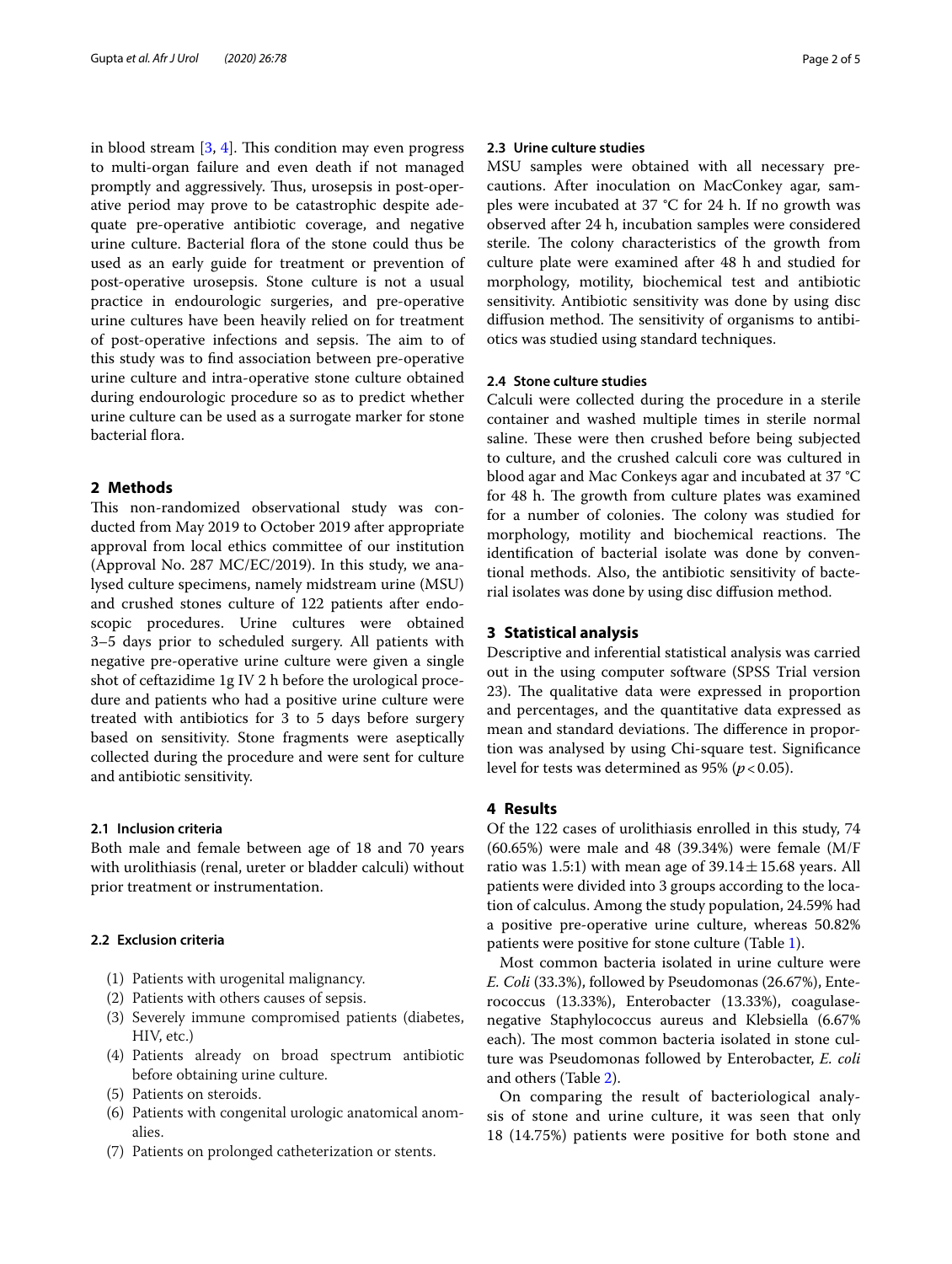in blood stream [3, 4]. This condition may even progress to multi-organ failure and even death if not managed promptly and aggressively. Thus, urosepsis in post-operative period may prove to be catastrophic despite adequate pre-operative antibiotic coverage, and negative urine culture. Bacterial flora of the stone could thus be used as an early guide for treatment or prevention of post-operative urosepsis. Stone culture is not a usual practice in endourologic surgeries, and pre-operative urine cultures have been heavily relied on for treatment of post-operative infections and sepsis. The aim to of this study was to find association between pre-operative urine culture and intra-operative stone culture obtained during endourologic procedure so as to predict whether urine culture can be used as a surrogate marker for stone bacterial flora.

## 2 Methods

This non-randomized observational study was conducted from May 2019 to October 2019 after appropriate approval from local ethics committee of our institution (Approval No. 287 MC/EC/2019). In this study, we analysed culture specimens, namely midstream urine (MSU) and crushed stones culture of 122 patients after endoscopic procedures. Urine cultures were obtained 3–5 days prior to scheduled surgery. All patients with negative pre-operative urine culture were given a single shot of ceftazidime 1g IV 2 h before the urological procedure and patients who had a positive urine culture were treated with antibiotics for 3 to 5 days before surgery based on sensitivity. Stone fragments were aseptically collected during the procedure and were sent for culture and antibiotic sensitivity.

### 2.1 Inclusion criteria

Both male and female between age of 18 and 70 years with urolithiasis (renal, ureter or bladder calculi) without prior treatment or instrumentation.

### 2.2 Exclusion criteria

1. Patients with urogenital malignancy.
2. Patients with others causes of sepsis.
3. Severely immune compromised patients (diabetes, HIV, etc.)
4. Patients already on broad spectrum antibiotic before obtaining urine culture.
5. Patients on steroids.
6. Patients with congenital urologic anatomical anomalies.
7. Patients on prolonged catheterization or stents.

### 2.3 Urine culture studies

MSU samples were obtained with all necessary precautions. After inoculation on MacConkey agar, samples were incubated at 37 °C for 24 h. If no growth was observed after 24 h, incubation samples were considered sterile. The colony characteristics of the growth from culture plate were examined after 48 h and studied for morphology, motility, biochemical test and antibiotic sensitivity. Antibiotic sensitivity was done by using disc diffusion method. The sensitivity of organisms to antibiotics was studied using standard techniques.

### 2.4 Stone culture studies

Calculi were collected during the procedure in a sterile container and washed multiple times in sterile normal saline. These were then crushed before being subjected to culture, and the crushed calculi core was cultured in blood agar and Mac Conkeys agar and incubated at 37 °C for 48 h. The growth from culture plates was examined for a number of colonies. The colony was studied for morphology, motility and biochemical reactions. The identification of bacterial isolate was done by conventional methods. Also, the antibiotic sensitivity of bacterial isolates was done by using disc diffusion method.

## 3 Statistical analysis

Descriptive and inferential statistical analysis was carried out in the using computer software (SPSS Trial version 23). The qualitative data were expressed in proportion and percentages, and the quantitative data expressed as mean and standard deviations. The difference in proportion was analysed by using Chi-square test. Significance level for tests was determined as 95% ($p < 0.05$).

## 4 Results

Of the 122 cases of urolithiasis enrolled in this study, 74 (60.65%) were male and 48 (39.34%) were female (M/F ratio was 1.5:1) with mean age of $39.14 \pm 15.68$ years. All patients were divided into 3 groups according to the location of calculus. Among the study population, 24.59% had a positive pre-operative urine culture, whereas 50.82% patients were positive for stone culture (Table 1).

Most common bacteria isolated in urine culture were *E. Coli* (33.3%), followed by Pseudomonas (26.67%), Enterococcus (13.33%), Enterobacter (13.33%), coagulase-negative Staphylococcus aureus and Klebsiella (6.67% each). The most common bacteria isolated in stone culture was Pseudomonas followed by Enterobacter, *E. coli* and others (Table 2).

On comparing the result of bacteriological analysis of stone and urine culture, it was seen that only 18 (14.75%) patients were positive for both stone and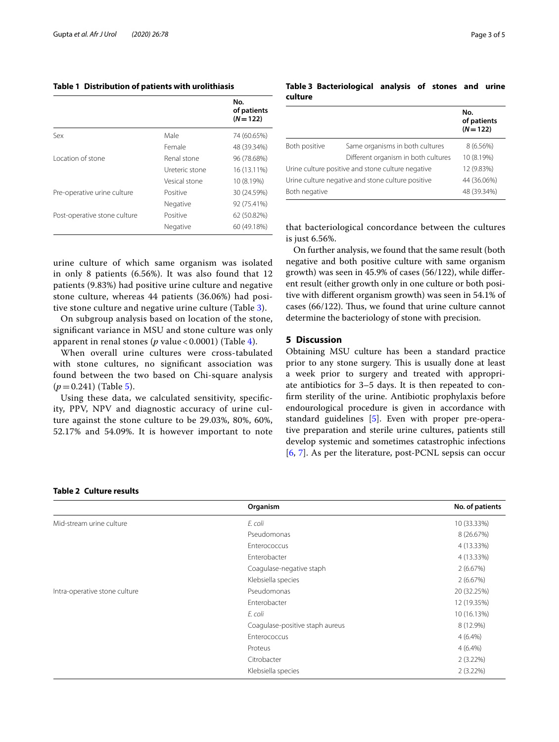**Table 1 Distribution of patients with urolithiasis**

| | | No. of patients ($N = 122$) |
|---|---|---|
| Sex | Male | 74 (60.65%) |
| | Female | 48 (39.34%) |
| Location of stone | Renal stone | 96 (78.68%) |
| | Ureteric stone | 16 (13.11%) |
| | Vesical stone | 10 (8.19%) |
| Pre-operative urine culture | Positive | 30 (24.59%) |
| | Negative | 92 (75.41%) |
| Post-operative stone culture | Positive | 62 (50.82%) |
| | Negative | 60 (49.18%) |

urine culture of which same organism was isolated in only 8 patients (6.56%). It was also found that 12 patients (9.83%) had positive urine culture and negative stone culture, whereas 44 patients (36.06%) had positive stone culture and negative urine culture (Table 3).

On subgroup analysis based on location of the stone, significant variance in MSU and stone culture was only apparent in renal stones ($p$ value < 0.0001) (Table 4).

When overall urine cultures were cross-tabulated with stone cultures, no significant association was found between the two based on Chi-square analysis ($p = 0.241$) (Table 5).

Using these data, we calculated sensitivity, specificity, PPV, NPV and diagnostic accuracy of urine culture against the stone culture to be 29.03%, 80%, 60%, 52.17% and 54.09%. It is however important to note that bacteriological concordance between the cultures is just 6.56%.

**Table 3 Bacteriological analysis of stones and urine culture**

| | | No. of patients ($N = 122$) |
|---|---|---|
| Both positive | Same organisms in both cultures | 8 (6.56%) |
| | Different organism in both cultures | 10 (8.19%) |
| Urine culture positive and stone culture negative | | 12 (9.83%) |
| Urine culture negative and stone culture positive | | 44 (36.06%) |
| Both negative | | 48 (39.34%) |

On further analysis, we found that the same result (both negative and both positive culture with same organism growth) was seen in 45.9% of cases (56/122), while different result (either growth only in one culture or both positive with different organism growth) was seen in 54.1% of cases (66/122). Thus, we found that urine culture cannot determine the bacteriology of stone with precision.

## 5 Discussion

Obtaining MSU culture has been a standard practice prior to any stone surgery. This is usually done at least a week prior to surgery and treated with appropriate antibiotics for 3–5 days. It is then repeated to confirm sterility of the urine. Antibiotic prophylaxis before endourological procedure is given in accordance with standard guidelines [5]. Even with proper pre-operative preparation and sterile urine cultures, patients still develop systemic and sometimes catastrophic infections [6, 7]. As per the literature, post-PCNL sepsis can occur

**Table 2 Culture results**

| | Organism | No. of patients |
|---|---|---|
| Mid-stream urine culture | *E. coli* | 10 (33.33%) |
| | Pseudomonas | 8 (26.67%) |
| | Enterococcus | 4 (13.33%) |
| | Enterobacter | 4 (13.33%) |
| | Coagulase-negative staph | 2 (6.67%) |
| | Klebsiella species | 2 (6.67%) |
| Intra-operative stone culture | Pseudomonas | 20 (32.25%) |
| | Enterobacter | 12 (19.35%) |
| | *E. coli* | 10 (16.13%) |
| | Coagulase-positive staph aureus | 8 (12.9%) |
| | Enterococcus | 4 (6.4%) |
| | Proteus | 4 (6.4%) |
| | Citrobacter | 2 (3.22%) |
| | Klebsiella species | 2 (3.22%) |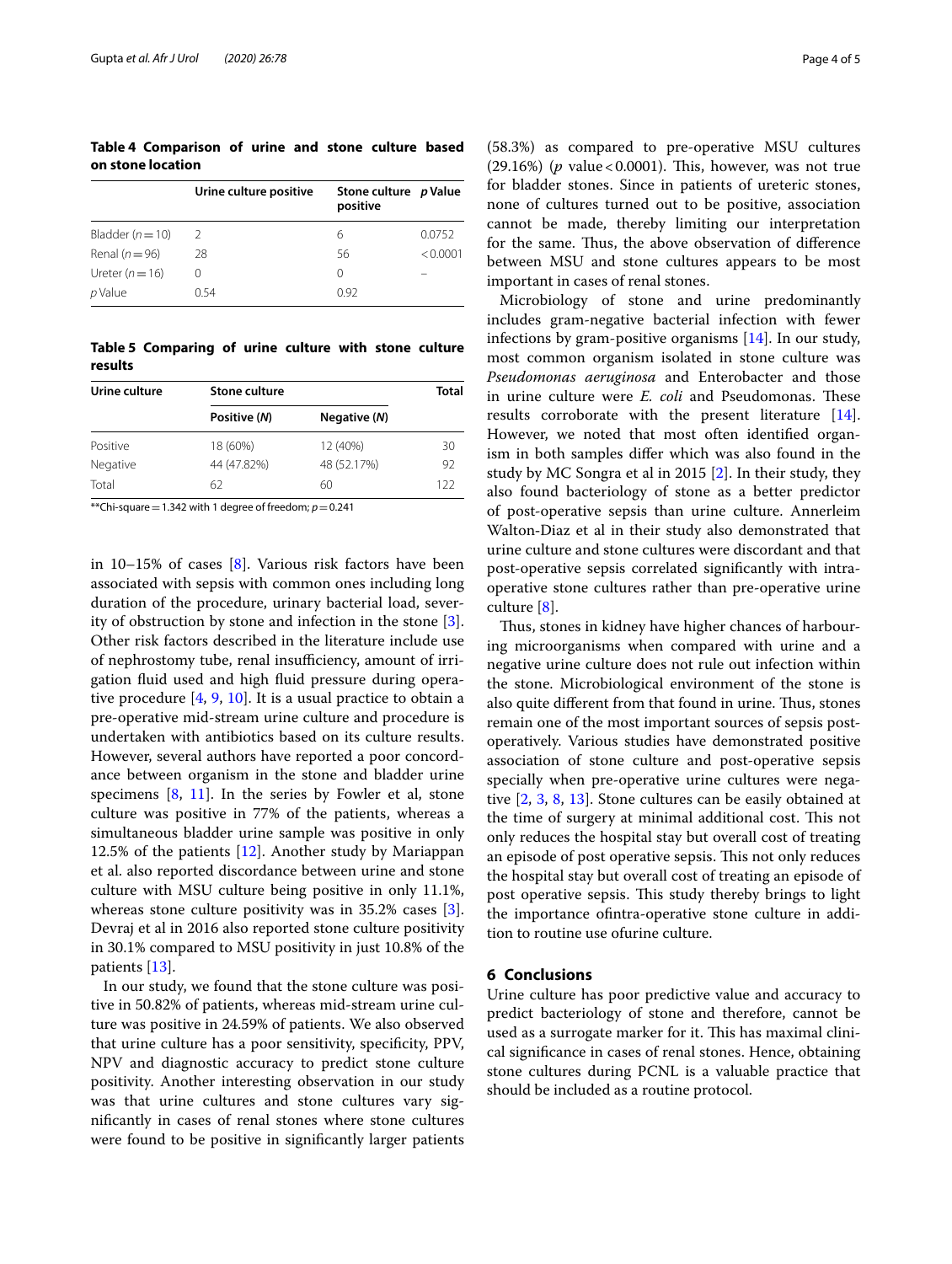**Table 4 Comparison of urine and stone culture based on stone location**

| | Urine culture positive | Stone culture positive | *p* Value |
|---|---|---|---|
| Bladder ($n = 10$) | 2 | 6 | 0.0752 |
| Renal ($n = 96$) | 28 | 56 | < 0.0001 |
| Ureter ($n = 16$) | 0 | 0 | – |
| *p* Value | 0.54 | 0.92 | |

**Table 5 Comparing of urine culture with stone culture results**

| Urine culture | Stone culture | | Total |
|---|---|---|---|
| | Positive (*N*) | Negative (*N*) | |
| Positive | 18 (60%) | 12 (40%) | 30 |
| Negative | 44 (47.82%) | 48 (52.17%) | 92 |
| Total | 62 | 60 | 122 |

**Chi-square = 1.342 with 1 degree of freedom; $p = 0.241$

in 10–15% of cases [8]. Various risk factors have been associated with sepsis with common ones including long duration of the procedure, urinary bacterial load, severity of obstruction by stone and infection in the stone [3]. Other risk factors described in the literature include use of nephrostomy tube, renal insufficiency, amount of irrigation fluid used and high fluid pressure during operative procedure [4, 9, 10]. It is a usual practice to obtain a pre-operative mid-stream urine culture and procedure is undertaken with antibiotics based on its culture results. However, several authors have reported a poor concordance between organism in the stone and bladder urine specimens [8, 11]. In the series by Fowler et al, stone culture was positive in 77% of the patients, whereas a simultaneous bladder urine sample was positive in only 12.5% of the patients [12]. Another study by Mariappan et al. also reported discordance between urine and stone culture with MSU culture being positive in only 11.1%, whereas stone culture positivity was in 35.2% cases [3]. Devraj et al in 2016 also reported stone culture positivity in 30.1% compared to MSU positivity in just 10.8% of the patients [13].

In our study, we found that the stone culture was positive in 50.82% of patients, whereas mid-stream urine culture was positive in 24.59% of patients. We also observed that urine culture has a poor sensitivity, specificity, PPV, NPV and diagnostic accuracy to predict stone culture positivity. Another interesting observation in our study was that urine cultures and stone cultures vary significantly in cases of renal stones where stone cultures were found to be positive in significantly larger patients (58.3%) as compared to pre-operative MSU cultures (29.16%) (*p* value < 0.0001). This, however, was not true for bladder stones. Since in patients of ureteric stones, none of cultures turned out to be positive, association cannot be made, thereby limiting our interpretation for the same. Thus, the above observation of difference between MSU and stone cultures appears to be most important in cases of renal stones.

Microbiology of stone and urine predominantly includes gram-negative bacterial infection with fewer infections by gram-positive organisms [14]. In our study, most common organism isolated in stone culture was *Pseudomonas aeruginosa* and Enterobacter and those in urine culture were *E. coli* and Pseudomonas. These results corroborate with the present literature [14]. However, we noted that most often identified organism in both samples differ which was also found in the study by MC Songra et al in 2015 [2]. In their study, they also found bacteriology of stone as a better predictor of post-operative sepsis than urine culture. Annerleim Walton-Diaz et al in their study also demonstrated that urine culture and stone cultures were discordant and that post-operative sepsis correlated significantly with intra-operative stone cultures rather than pre-operative urine culture [8].

Thus, stones in kidney have higher chances of harbouring microorganisms when compared with urine and a negative urine culture does not rule out infection within the stone. Microbiological environment of the stone is also quite different from that found in urine. Thus, stones remain one of the most important sources of sepsis post-operatively. Various studies have demonstrated positive association of stone culture and post-operative sepsis specially when pre-operative urine cultures were negative [2, 3, 8, 13]. Stone cultures can be easily obtained at the time of surgery at minimal additional cost. This not only reduces the hospital stay but overall cost of treating an episode of post operative sepsis. This not only reduces the hospital stay but overall cost of treating an episode of post operative sepsis. This study thereby brings to light the importance ofintra-operative stone culture in addition to routine use ofurine culture.

## 6 Conclusions

Urine culture has poor predictive value and accuracy to predict bacteriology of stone and therefore, cannot be used as a surrogate marker for it. This has maximal clinical significance in cases of renal stones. Hence, obtaining stone cultures during PCNL is a valuable practice that should be included as a routine protocol.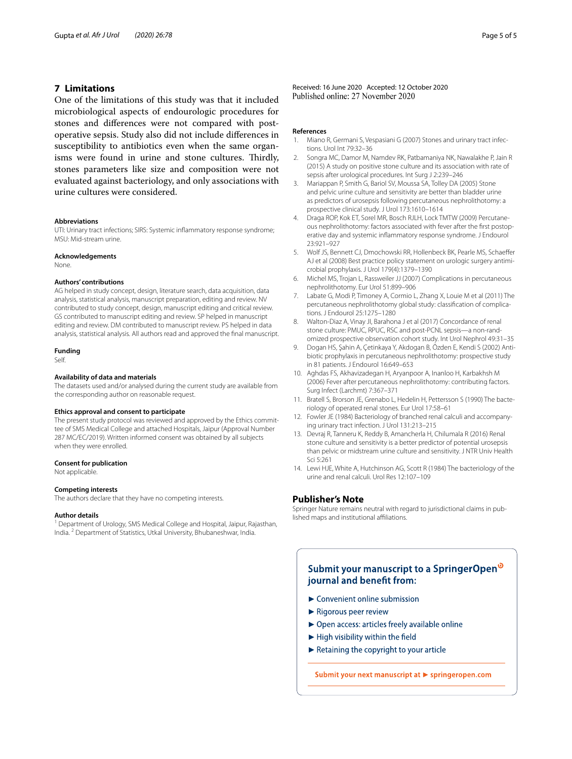## 7 Limitations

One of the limitations of this study was that it included microbiological aspects of endourologic procedures for stones and differences were not compared with postoperative sepsis. Study also did not include differences in susceptibility to antibiotics even when the same organisms were found in urine and stone cultures. Thirdly, stones parameters like size and composition were not evaluated against bacteriology, and only associations with urine cultures were considered.

#### Abbreviations

UTI: Urinary tract infections; SIRS: Systemic inflammatory response syndrome; MSU: Mid-stream urine.

#### Acknowledgements

None.

#### Authors' contributions

AG helped in study concept, design, literature search, data acquisition, data analysis, statistical analysis, manuscript preparation, editing and review. NV contributed to study concept, design, manuscript editing and critical review. GS contributed to manuscript editing and review. SP helped in manuscript editing and review. DM contributed to manuscript review. PS helped in data analysis, statistical analysis. All authors read and approved the final manuscript.

#### Funding

Self.

#### Availability of data and materials

The datasets used and/or analysed during the current study are available from the corresponding author on reasonable request.

#### Ethics approval and consent to participate

The present study protocol was reviewed and approved by the Ethics committee of SMS Medical College and attached Hospitals, Jaipur (Approval Number 287 MC/EC/2019). Written informed consent was obtained by all subjects when they were enrolled.

#### Consent for publication

Not applicable.

#### Competing interests

The authors declare that they have no competing interests.

#### Author details

[1] Department of Urology, SMS Medical College and Hospital, Jaipur, Rajasthan, India. [2] Department of Statistics, Utkal University, Bhubaneshwar, India.

Received: 16 June 2020 Accepted: 12 October 2020
Published online: 27 November 2020

#### References

1. Miano R, Germani S, Vespasiani G (2007) Stones and urinary tract infections. Urol Int 79:32–36
2. Songra MC, Damor M, Namdev RK, Patbamaniya NK, Nawalakhe P, Jain R (2015) A study on positive stone culture and its association with rate of sepsis after urological procedures. Int Surg J 2:239–246
3. Mariappan P, Smith G, Bariol SV, Moussa SA, Tolley DA (2005) Stone and pelvic urine culture and sensitivity are better than bladder urine as predictors of urosepsis following percutaneous nephrolithotomy: a prospective clinical study. J Urol 173:1610–1614
4. Draga ROP, Kok ET, Sorel MR, Bosch RJLH, Lock TMTW (2009) Percutaneous nephrolithotomy: factors associated with fever after the first postoperative day and systemic inflammatory response syndrome. J Endourol 23:921–927
5. Wolf JS, Bennett CJ, Dmochowski RR, Hollenbeck BK, Pearle MS, Schaeffer AJ et al (2008) Best practice policy statement on urologic surgery antimicrobial prophylaxis. J Urol 179(4):1379–1390
6. Michel MS, Trojan L, Rassweiler JJ (2007) Complications in percutaneous nephrolithotomy. Eur Urol 51:899–906
7. Labate G, Modi P, Timoney A, Cormio L, Zhang X, Louie M et al (2011) The percutaneous nephrolithotomy global study: classification of complications. J Endourol 25:1275–1280
8. Walton-Diaz A, Vinay JI, Barahona J et al (2017) Concordance of renal stone culture: PMUC, RPUC, RSC and post-PCNL sepsis—a non-randomized prospective observation cohort study. Int Urol Nephrol 49:31–35
9. Dogan HS, Şahin A, Çetinkaya Y, Akdogan B, Özden E, Kendi S (2002) Antibiotic prophylaxis in percutaneous nephrolithotomy: prospective study in 81 patients. J Endourol 16:649–653
10. Aghdas FS, Akhavizadegan H, Aryanpoor A, Inanloo H, Karbakhsh M (2006) Fever after percutaneous nephrolithotomy: contributing factors. Surg Infect (Larchmt) 7:367–371
11. Bratell S, Brorson JE, Grenabo L, Hedelin H, Pettersson S (1990) The bacteriology of operated renal stones. Eur Urol 17:58–61
12. Fowler JE (1984) Bacteriology of branched renal calculi and accompanying urinary tract infection. J Urol 131:213–215
13. Devraj R, Tanneru K, Reddy B, Amancherla H, Chilumala R (2016) Renal stone culture and sensitivity is a better predictor of potential urosepsis than pelvic or midstream urine culture and sensitivity. J NTR Univ Health Sci 5:261
14. Lewi HJE, White A, Hutchinson AG, Scott R (1984) The bacteriology of the urine and renal calculi. Urol Res 12:107–109

## Publisher's Note

Springer Nature remains neutral with regard to jurisdictional claims in published maps and institutional affiliations.